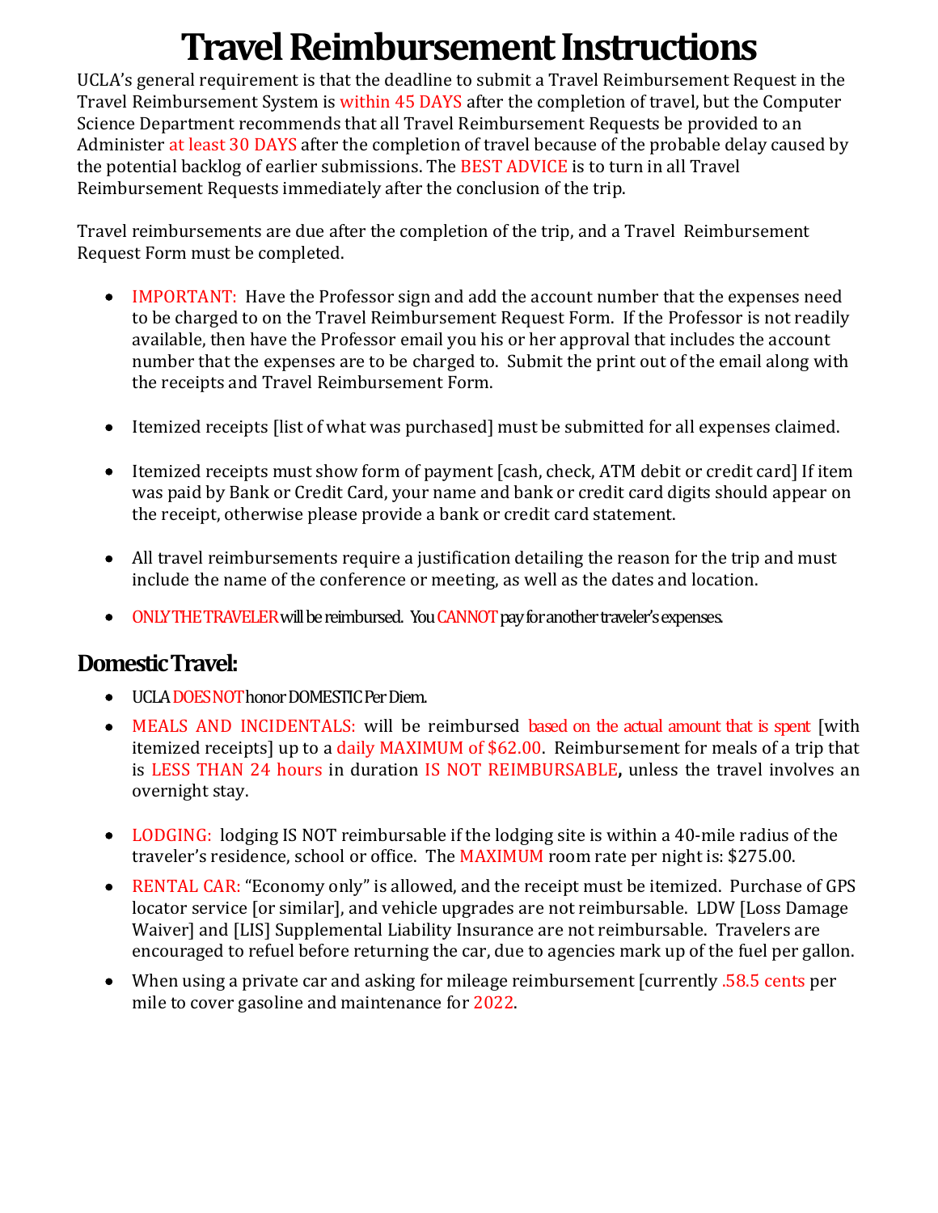# Travel Reimbursement Instructions

UCLA's general requirement is that the deadline to submit a Travel Reimbursement Request in the Travel Reimbursement System is within 45 DAYS after the completion of travel, but the Computer Science Department recommends that all Travel Reimbursement Requests be provided to an Administer at least 30 DAYS after the completion of travel because of the probable delay caused by the potential backlog of earlier submissions. The BEST ADVICE is to turn in all Travel Reimbursement Requests immediately after the conclusion of the trip.

Travel reimbursements are due after the completion of the trip, and a Travel Reimbursement Request Form must be completed.

- IMPORTANT: Have the Professor sign and add the account number that the expenses need to be charged to on the Travel Reimbursement Request Form. If the Professor is not readily available, then have the Professor email you his or her approval that includes the account number that the expenses are to be charged to. Submit the print out of the email along with the receipts and Travel Reimbursement Form.
- Itemized receipts [list of what was purchased] must be submitted for all expenses claimed.
- Itemized receipts must show form of payment [cash, check, ATM debit or credit card] If item was paid by Bank or Credit Card, your name and bank or credit card digits should appear on the receipt, otherwise please provide a bank or credit card statement.
- All travel reimbursements require a justification detailing the reason for the trip and must include the name of the conference or meeting, as well as the dates and location.
- ONLY THE TRAVELER will be reimbursed. You CANNOT pay for another traveler's expenses.

## Domestic Travel:

- UCLA DOES NOT honor DOMESTIC Per Diem.
- MEALS AND INCIDENTALS: will be reimbursed based on the actual amount that is spent [with itemized receipts] up to a daily MAXIMUM of $62.00. Reimbursement for meals of a trip that is LESS THAN 24 hours in duration IS NOT REIMBURSABLE**,** unless the travel involves an overnight stay.
- LODGING: lodging IS NOT reimbursable if the lodging site is within a 40-mile radius of the traveler's residence, school or office. The MAXIMUM room rate per night is: $275.00.
- RENTAL CAR: "Economy only" is allowed, and the receipt must be itemized. Purchase of GPS locator service [or similar], and vehicle upgrades are not reimbursable. LDW [Loss Damage Waiver] and [LIS] Supplemental Liability Insurance are not reimbursable. Travelers are encouraged to refuel before returning the car, due to agencies mark up of the fuel per gallon.
- When using a private car and asking for mileage reimbursement [currently .58.5 cents per mile to cover gasoline and maintenance for 2022.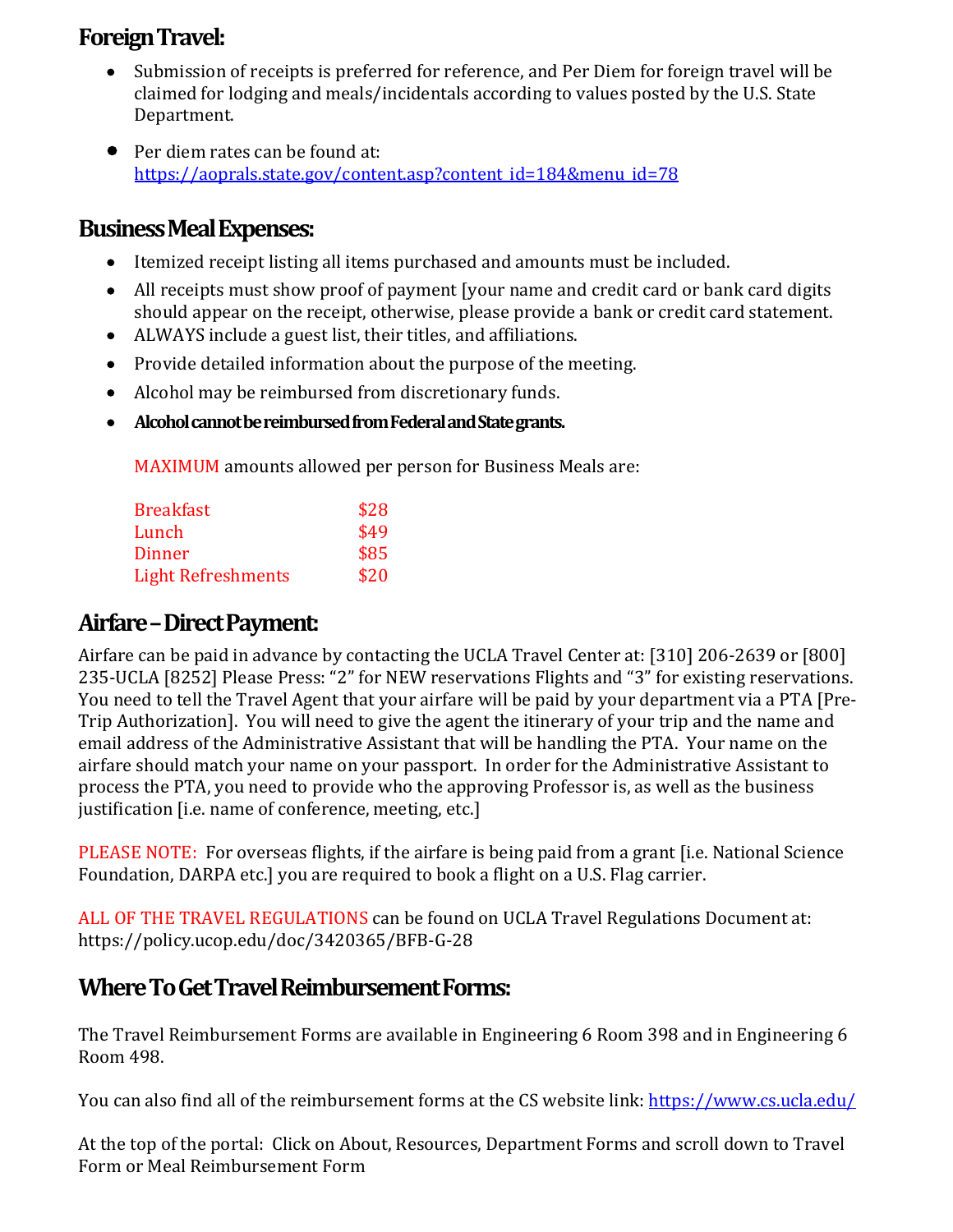## Foreign Travel:

- Submission of receipts is preferred for reference, and Per Diem for foreign travel will be claimed for lodging and meals/incidentals according to values posted by the U.S. State Department.
- Per diem rates can be found at: https://aoprals.state.gov/content.asp?content_id=184&menu_id=78

## Business Meal Expenses:

- Itemized receipt listing all items purchased and amounts must be included.
- All receipts must show proof of payment [your name and credit card or bank card digits should appear on the receipt, otherwise, please provide a bank or credit card statement.
- ALWAYS include a guest list, their titles, and affiliations.
- Provide detailed information about the purpose of the meeting.
- Alcohol may be reimbursed from discretionary funds.
- **Alcohol cannot be reimbursed from Federal and State grants.**

MAXIMUM amounts allowed per person for Business Meals are:

| | |
|---|---|
| Breakfast | $28 |
| Lunch | $49 |
| Dinner | $85 |
| Light Refreshments | $20 |

## Airfare – Direct Payment:

Airfare can be paid in advance by contacting the UCLA Travel Center at: [310] 206-2639 or [800] 235-UCLA [8252] Please Press: "2" for NEW reservations Flights and "3" for existing reservations. You need to tell the Travel Agent that your airfare will be paid by your department via a PTA [Pre-Trip Authorization]. You will need to give the agent the itinerary of your trip and the name and email address of the Administrative Assistant that will be handling the PTA. Your name on the airfare should match your name on your passport. In order for the Administrative Assistant to process the PTA, you need to provide who the approving Professor is, as well as the business justification [i.e. name of conference, meeting, etc.]

PLEASE NOTE: For overseas flights, if the airfare is being paid from a grant [i.e. National Science Foundation, DARPA etc.] you are required to book a flight on a U.S. Flag carrier.

ALL OF THE TRAVEL REGULATIONS can be found on UCLA Travel Regulations Document at: https://policy.ucop.edu/doc/3420365/BFB-G-28

## Where To Get Travel Reimbursement Forms:

The Travel Reimbursement Forms are available in Engineering 6 Room 398 and in Engineering 6 Room 498.

You can also find all of the reimbursement forms at the CS website link: https://www.cs.ucla.edu/

At the top of the portal: Click on About, Resources, Department Forms and scroll down to Travel Form or Meal Reimbursement Form